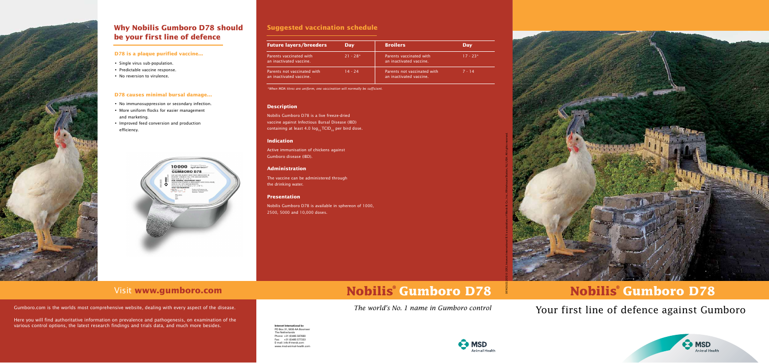## Why Nobilis Gumboro D78 should be your first line of defence

### D78 is a plaque purified vaccine...

- Single virus sub-population.
- Predictable vaccine response.
- No reversion to virulence.

### D78 causes minimal bursal damage...

- No immunosuppression or secondary infection.
- More uniform flocks for easier management and marketing.
- Improved feed conversion and production efficiency.

## Visit **www.gumboro.com**

Gumboro.com is the worlds most comprehensive website, dealing with every aspect of the disease.

Here you will find authoritative information on prevalence and pathogenesis, on examination of the various control options, the latest research findings and trials data, and much more besides.

## Suggested vaccination schedule

| Future layers/breeders | Day | Broilers | Day |
|---|---|---|---|
| Parents vaccinated with an inactivated vaccine. | 21 - 28* | Parents vaccinated with an inactivated vaccine. | 17 - 23* |
| Parents not vaccinated with an inactivated vaccine. | 14 - 24 | Parents not vaccinated with an inactivated vaccine. | 7 - 14 |

*\*When MDA titres are uniform, one vaccination will normally be sufficient.*

### Description

Nobilis Gumboro D78 is a live freeze-dried vaccine against Infectious Bursal Disease (IBD) containing at least 4.0 $\log_{10}$ $TCID_{50}$ per bird dose.

### Indication

Active immunisation of chickens against Gumboro disease (IBD).

### Administration

The vaccine can be administered through the drinking water.

### Presentation

Nobilis Gumboro D78 is available in sphereon of 1000, 2500, 5000 and 10,000 doses.

# Nobilis® Gumboro D78

*The world's No. 1 name in Gumboro control*

**Intervet International bv**
PO Box 31, 5830 AA Boxmeer
The Netherlands
Phone: +31 (0)485 587600
Fax: +31 (0)485 577333
E-mail: info@merck.com
www.msd-animal-health.com

MSD Animal Health

# Nobilis® Gumboro D78

Your first line of defence against Gumboro

MSD Animal Health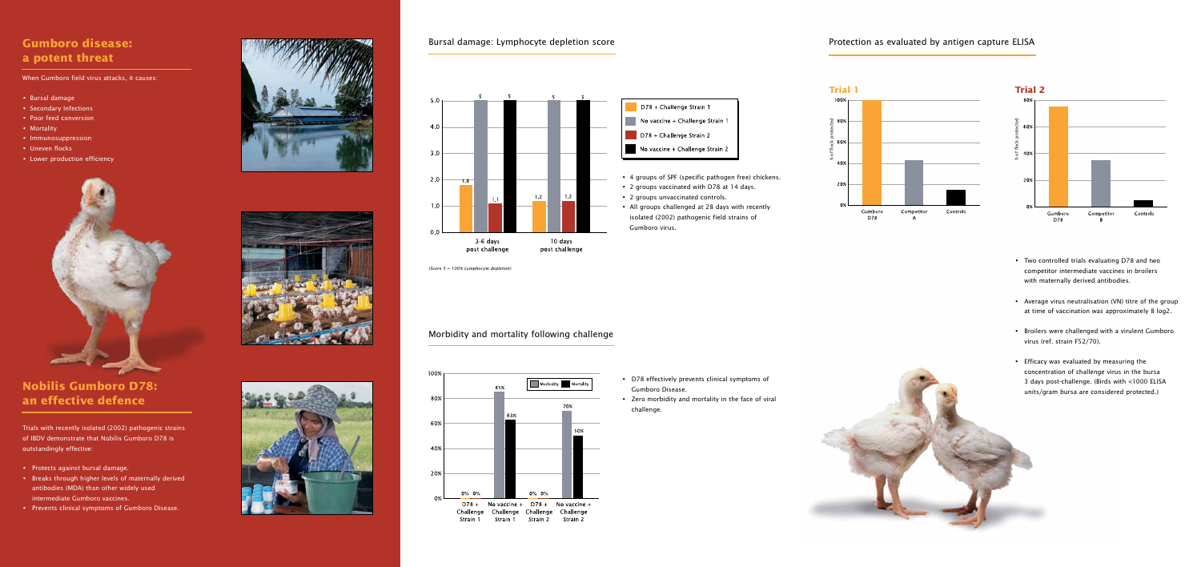## Gumboro disease: a potent threat

When Gumboro field virus attacks, it causes:

- Bursal damage
- Secondary Infections
- Poor feed conversion
- Mortality
- Immunosuppression
- Uneven flocks
- Lower production efficiency

## Nobilis Gumboro D78: an effective defence

Trials with recently isolated (2002) pathogenic strains of IBDV demonstrate that Nobilis Gumboro D78 is outstandingly effective:

- Protects against bursal damage.
- Breaks through higher levels of maternally derived antibodies (MDA) than other widely used intermediate Gumboro vaccines.
- Prevents clinical symptoms of Gumboro Disease.

### Bursal damage: Lymphocyte depletion score

5.0
4.0
3.0
2.0
1.0
0.0

1.8
5
1.1
5
1.2
5
1.2
5

3-6 days post challenge
10 days post challenge

D78 + Challenge Strain 1
No vaccine + Challenge Strain 1
D78 + Challenge Strain 2
No vaccine + Challenge Strain 2

*(Score 5 = 100% Lymphocyte depletion)*

- 4 groups of SPF (specific pathogen free) chickens.
- 2 groups vaccinated with D78 at 14 days.
- 2 groups unvaccinated controls.
- All groups challenged at 28 days with recently isolated (2002) pathogenic field strains of Gumboro virus.

### Morbidity and mortality following challenge

100%
80%
60%
40%
20%
0%

Morbidity
Mortality

0% 0%
85%
63%
0% 0%
70%
50%

D78 + Challenge Strain 1
No vaccine + Challenge Strain 1
D78 + Challenge Strain 2
No vaccine + Challenge Strain 2

- D78 effectively prevents clinical symptoms of Gumboro Disease.
- Zero morbidity and mortality in the face of viral challenge.

### Protection as evaluated by antigen capture ELISA

**Trial 1**

% of flock protected

100%
80%
60%
40%
20%
0%

Gumboro D78
Competitor A
Controls

**Trial 2**

% of flock protected

80%
60%
40%
20%
0%

Gumboro D78
Competitor B
Controls

- Two controlled trials evaluating D78 and two competitor intermediate vaccines in broilers with maternally derived antibodies.
- Average virus neutralisation (VN) titre of the group at time of vaccination was approximately 8 log2.
- Broilers were challenged with a virulent Gumboro virus (ref. strain F52/70).
- Efficacy was evaluated by measuring the concentration of challenge virus in the bursa 3 days post-challenge. (Birds with <1000 ELISA units/gram bursa are considered protected.)